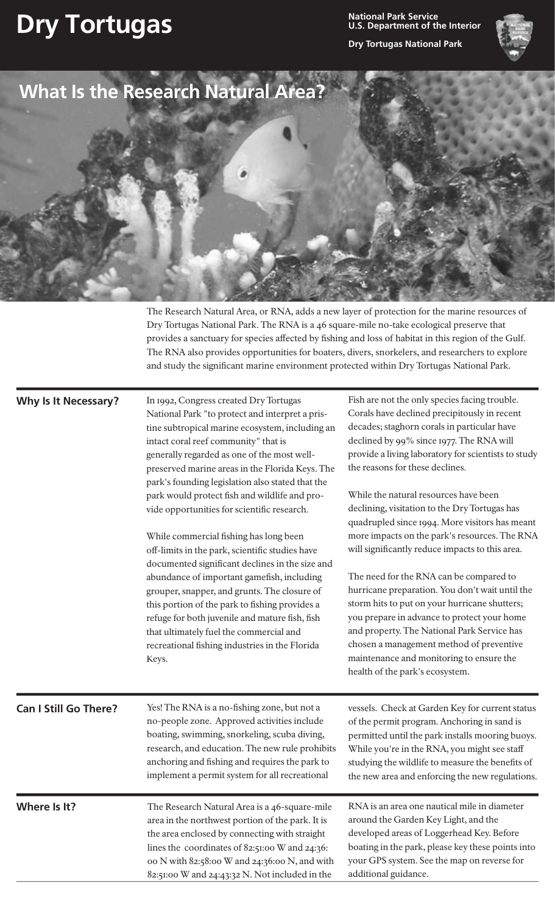# Dry Tortugas

National Park Service
U.S. Department of the Interior

Dry Tortugas National Park

## What Is the Research Natural Area?

The Research Natural Area, or RNA, adds a new layer of protection for the marine resources of Dry Tortugas National Park. The RNA is a 46 square-mile no-take ecological preserve that provides a sanctuary for species affected by fishing and loss of habitat in this region of the Gulf. The RNA also provides opportunities for boaters, divers, snorkelers, and researchers to explore and study the significant marine environment protected within Dry Tortugas National Park.

### Why Is It Necessary?

In 1992, Congress created Dry Tortugas National Park "to protect and interpret a pristine subtropical marine ecosystem, including an intact coral reef community" that is generally regarded as one of the most well-preserved marine areas in the Florida Keys. The park's founding legislation also stated that the park would protect fish and wildlife and provide opportunities for scientific research.

While commercial fishing has long been off-limits in the park, scientific studies have documented significant declines in the size and abundance of important gamefish, including grouper, snapper, and grunts. The closure of this portion of the park to fishing provides a refuge for both juvenile and mature fish, fish that ultimately fuel the commercial and recreational fishing industries in the Florida Keys.

Fish are not the only species facing trouble. Corals have declined precipitously in recent decades; staghorn corals in particular have declined by 99% since 1977. The RNA will provide a living laboratory for scientists to study the reasons for these declines.

While the natural resources have been declining, visitation to the Dry Tortugas has quadrupled since 1994. More visitors has meant more impacts on the park's resources. The RNA will significantly reduce impacts to this area.

The need for the RNA can be compared to hurricane preparation. You don't wait until the storm hits to put on your hurricane shutters; you prepare in advance to protect your home and property. The National Park Service has chosen a management method of preventive maintenance and monitoring to ensure the health of the park's ecosystem.

### Can I Still Go There?

Yes! The RNA is a no-fishing zone, but not a no-people zone. Approved activities include boating, swimming, snorkeling, scuba diving, research, and education. The new rule prohibits anchoring and fishing and requires the park to implement a permit system for all recreational vessels. Check at Garden Key for current status of the permit program. Anchoring in sand is permitted until the park installs mooring buoys. While you're in the RNA, you might see staff studying the wildlife to measure the benefits of the new area and enforcing the new regulations.

### Where Is It?

The Research Natural Area is a 46-square-mile area in the northwest portion of the park. It is the area enclosed by connecting with straight lines the coordinates of 82:51:00 W and 24:36:00 N with 82:58:00 W and 24:36:00 N, and with 82:51:00 W and 24:43:32 N. Not included in the RNA is an area one nautical mile in diameter around the Garden Key Light, and the developed areas of Loggerhead Key. Before boating in the park, please key these points into your GPS system. See the map on reverse for additional guidance.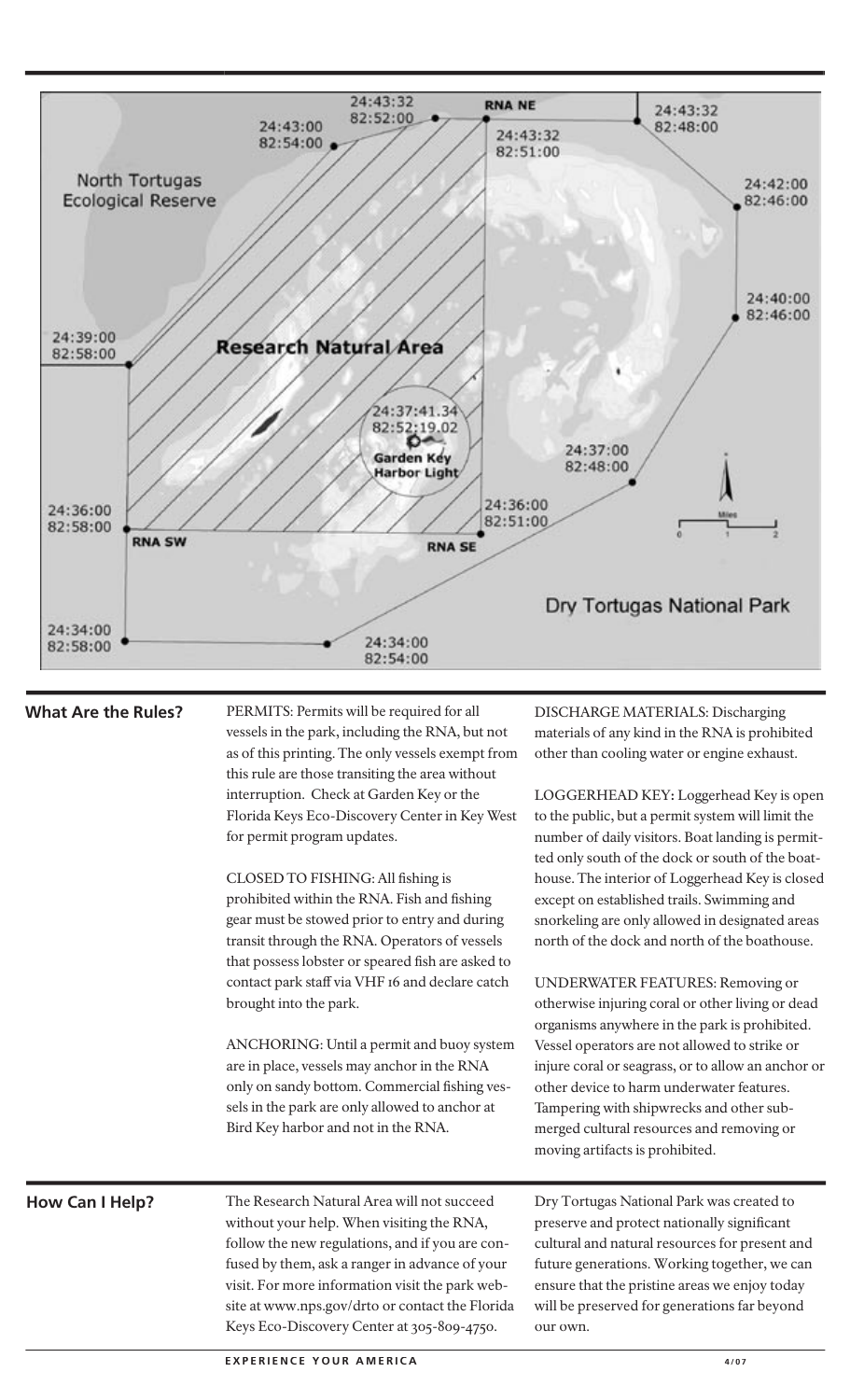24:43:00
82:54:00

24:43:32
82:52:00

RNA NE

24:43:32
82:51:00

24:43:32
82:48:00

North Tortugas
Ecological Reserve

24:42:00
82:46:00

24:40:00
82:46:00

24:39:00
82:58:00

Research Natural Area

24:37:41.34
82:52:19.02

Garden Key
Harbor Light

24:37:00
82:48:00

24:36:00
82:51:00

24:36:00
82:58:00

RNA SW

RNA SE

Miles
0 1 2

Dry Tortugas National Park

24:34:00
82:58:00

24:34:00
82:54:00

## What Are the Rules?

PERMITS: Permits will be required for all vessels in the park, including the RNA, but not as of this printing. The only vessels exempt from this rule are those transiting the area without interruption. Check at Garden Key or the Florida Keys Eco-Discovery Center in Key West for permit program updates.

CLOSED TO FISHING: All fishing is prohibited within the RNA. Fish and fishing gear must be stowed prior to entry and during transit through the RNA. Operators of vessels that possess lobster or speared fish are asked to contact park staff via VHF 16 and declare catch brought into the park.

ANCHORING: Until a permit and buoy system are in place, vessels may anchor in the RNA only on sandy bottom. Commercial fishing vessels in the park are only allowed to anchor at Bird Key harbor and not in the RNA.

DISCHARGE MATERIALS: Discharging materials of any kind in the RNA is prohibited other than cooling water or engine exhaust.

LOGGERHEAD KEY: Loggerhead Key is open to the public, but a permit system will limit the number of daily visitors. Boat landing is permitted only south of the dock or south of the boathouse. The interior of Loggerhead Key is closed except on established trails. Swimming and snorkeling are only allowed in designated areas north of the dock and north of the boathouse.

UNDERWATER FEATURES: Removing or otherwise injuring coral or other living or dead organisms anywhere in the park is prohibited. Vessel operators are not allowed to strike or injure coral or seagrass, or to allow an anchor or other device to harm underwater features. Tampering with shipwrecks and other submerged cultural resources and removing or moving artifacts is prohibited.

## How Can I Help?

The Research Natural Area will not succeed without your help. When visiting the RNA, follow the new regulations, and if you are confused by them, ask a ranger in advance of your visit. For more information visit the park website at www.nps.gov/drto or contact the Florida Keys Eco-Discovery Center at 305-809-4750.

Dry Tortugas National Park was created to preserve and protect nationally significant cultural and natural resources for present and future generations. Working together, we can ensure that the pristine areas we enjoy today will be preserved for generations far beyond our own.